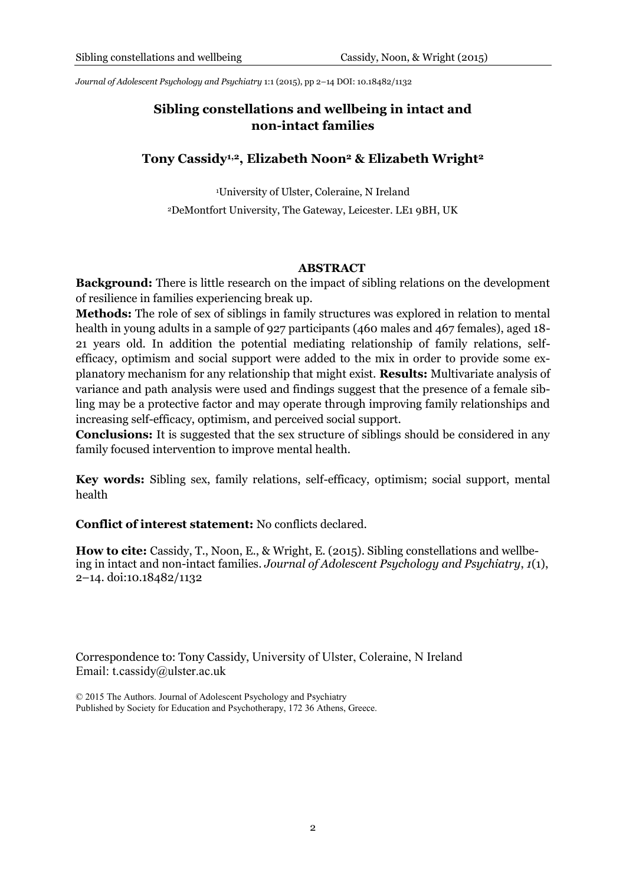# Sibling constellations and wellbeing in intact and non-intact families

## Tony Cassidy[1,2], Elizabeth Noon[2] & Elizabeth Wright[2]

[1]University of Ulster, Coleraine, N Ireland

[2]DeMontfort University, The Gateway, Leicester. LE1 9BH, UK

### ABSTRACT

**Background:** There is little research on the impact of sibling relations on the development of resilience in families experiencing break up.

**Methods:** The role of sex of siblings in family structures was explored in relation to mental health in young adults in a sample of 927 participants (460 males and 467 females), aged 18-21 years old. In addition the potential mediating relationship of family relations, self-efficacy, optimism and social support were added to the mix in order to provide some explanatory mechanism for any relationship that might exist. **Results:** Multivariate analysis of variance and path analysis were used and findings suggest that the presence of a female sibling may be a protective factor and may operate through improving family relationships and increasing self-efficacy, optimism, and perceived social support.

**Conclusions:** It is suggested that the sex structure of siblings should be considered in any family focused intervention to improve mental health.

**Key words:** Sibling sex, family relations, self-efficacy, optimism; social support, mental health

**Conflict of interest statement:** No conflicts declared.

**How to cite:** Cassidy, T., Noon, E., & Wright, E. (2015). Sibling constellations and wellbeing in intact and non-intact families. *Journal of Adolescent Psychology and Psychiatry*, *1*(1), 2–14. doi:10.18482/1132

Correspondence to: Tony Cassidy, University of Ulster, Coleraine, N Ireland
Email: t.cassidy@ulster.ac.uk

© 2015 The Authors. Journal of Adolescent Psychology and Psychiatry
Published by Society for Education and Psychotherapy, 172 36 Athens, Greece.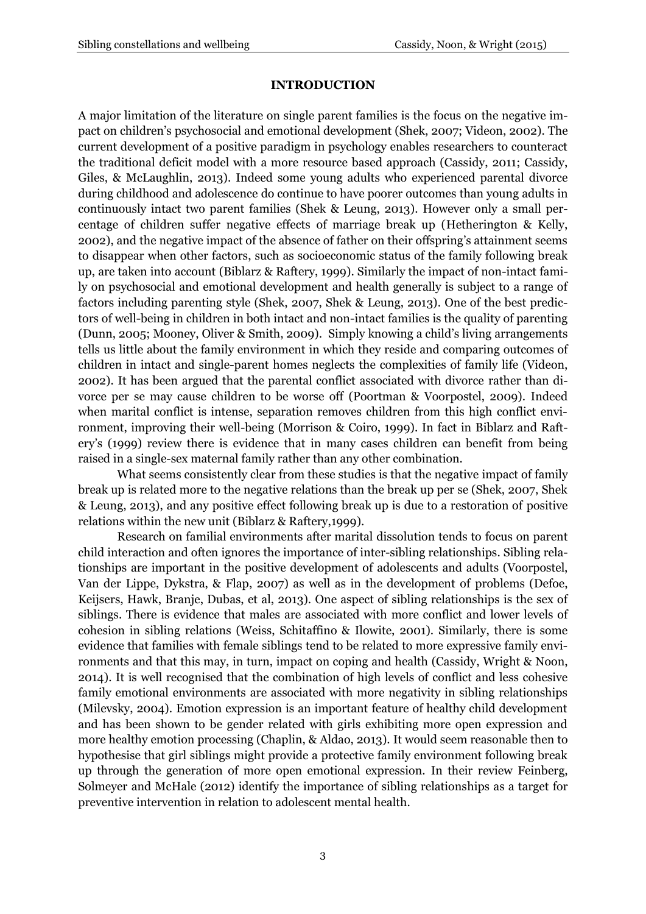## INTRODUCTION

A major limitation of the literature on single parent families is the focus on the negative impact on children's psychosocial and emotional development (Shek, 2007; Videon, 2002). The current development of a positive paradigm in psychology enables researchers to counteract the traditional deficit model with a more resource based approach (Cassidy, 2011; Cassidy, Giles, & McLaughlin, 2013). Indeed some young adults who experienced parental divorce during childhood and adolescence do continue to have poorer outcomes than young adults in continuously intact two parent families (Shek & Leung, 2013). However only a small percentage of children suffer negative effects of marriage break up (Hetherington & Kelly, 2002), and the negative impact of the absence of father on their offspring's attainment seems to disappear when other factors, such as socioeconomic status of the family following break up, are taken into account (Biblarz & Raftery, 1999). Similarly the impact of non-intact family on psychosocial and emotional development and health generally is subject to a range of factors including parenting style (Shek, 2007, Shek & Leung, 2013). One of the best predictors of well-being in children in both intact and non-intact families is the quality of parenting (Dunn, 2005; Mooney, Oliver & Smith, 2009). Simply knowing a child's living arrangements tells us little about the family environment in which they reside and comparing outcomes of children in intact and single-parent homes neglects the complexities of family life (Videon, 2002). It has been argued that the parental conflict associated with divorce rather than divorce per se may cause children to be worse off (Poortman & Voorpostel, 2009). Indeed when marital conflict is intense, separation removes children from this high conflict environment, improving their well-being (Morrison & Coiro, 1999). In fact in Biblarz and Raftery's (1999) review there is evidence that in many cases children can benefit from being raised in a single-sex maternal family rather than any other combination.

What seems consistently clear from these studies is that the negative impact of family break up is related more to the negative relations than the break up per se (Shek, 2007, Shek & Leung, 2013), and any positive effect following break up is due to a restoration of positive relations within the new unit (Biblarz & Raftery,1999).

Research on familial environments after marital dissolution tends to focus on parent child interaction and often ignores the importance of inter-sibling relationships. Sibling relationships are important in the positive development of adolescents and adults (Voorpostel, Van der Lippe, Dykstra, & Flap, 2007) as well as in the development of problems (Defoe, Keijsers, Hawk, Branje, Dubas, et al, 2013). One aspect of sibling relationships is the sex of siblings. There is evidence that males are associated with more conflict and lower levels of cohesion in sibling relations (Weiss, Schitaffino & Ilowite, 2001). Similarly, there is some evidence that families with female siblings tend to be related to more expressive family environments and that this may, in turn, impact on coping and health (Cassidy, Wright & Noon, 2014). It is well recognised that the combination of high levels of conflict and less cohesive family emotional environments are associated with more negativity in sibling relationships (Milevsky, 2004). Emotion expression is an important feature of healthy child development and has been shown to be gender related with girls exhibiting more open expression and more healthy emotion processing (Chaplin, & Aldao, 2013). It would seem reasonable then to hypothesise that girl siblings might provide a protective family environment following break up through the generation of more open emotional expression. In their review Feinberg, Solmeyer and McHale (2012) identify the importance of sibling relationships as a target for preventive intervention in relation to adolescent mental health.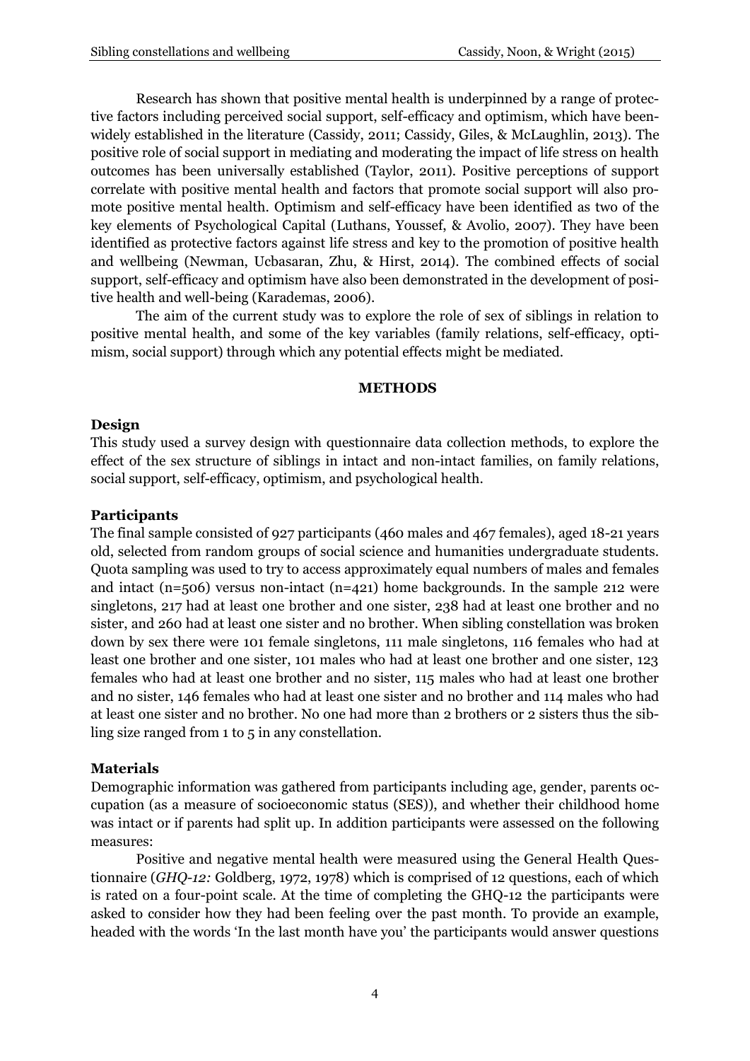Research has shown that positive mental health is underpinned by a range of protective factors including perceived social support, self-efficacy and optimism, which have been widely established in the literature (Cassidy, 2011; Cassidy, Giles, & McLaughlin, 2013). The positive role of social support in mediating and moderating the impact of life stress on health outcomes has been universally established (Taylor, 2011). Positive perceptions of support correlate with positive mental health and factors that promote social support will also promote positive mental health. Optimism and self-efficacy have been identified as two of the key elements of Psychological Capital (Luthans, Youssef, & Avolio, 2007). They have been identified as protective factors against life stress and key to the promotion of positive health and wellbeing (Newman, Ucbasaran, Zhu, & Hirst, 2014). The combined effects of social support, self-efficacy and optimism have also been demonstrated in the development of positive health and well-being (Karademas, 2006).

The aim of the current study was to explore the role of sex of siblings in relation to positive mental health, and some of the key variables (family relations, self-efficacy, optimism, social support) through which any potential effects might be mediated.

## METHODS

### Design

This study used a survey design with questionnaire data collection methods, to explore the effect of the sex structure of siblings in intact and non-intact families, on family relations, social support, self-efficacy, optimism, and psychological health.

### Participants

The final sample consisted of 927 participants (460 males and 467 females), aged 18-21 years old, selected from random groups of social science and humanities undergraduate students. Quota sampling was used to try to access approximately equal numbers of males and females and intact (n=506) versus non-intact (n=421) home backgrounds. In the sample 212 were singletons, 217 had at least one brother and one sister, 238 had at least one brother and no sister, and 260 had at least one sister and no brother. When sibling constellation was broken down by sex there were 101 female singletons, 111 male singletons, 116 females who had at least one brother and one sister, 101 males who had at least one brother and one sister, 123 females who had at least one brother and no sister, 115 males who had at least one brother and no sister, 146 females who had at least one sister and no brother and 114 males who had at least one sister and no brother. No one had more than 2 brothers or 2 sisters thus the sibling size ranged from 1 to 5 in any constellation.

### Materials

Demographic information was gathered from participants including age, gender, parents occupation (as a measure of socioeconomic status (SES)), and whether their childhood home was intact or if parents had split up. In addition participants were assessed on the following measures:

Positive and negative mental health were measured using the General Health Questionnaire (*GHQ-12:* Goldberg, 1972, 1978) which is comprised of 12 questions, each of which is rated on a four-point scale. At the time of completing the GHQ-12 the participants were asked to consider how they had been feeling over the past month. To provide an example, headed with the words 'In the last month have you' the participants would answer questions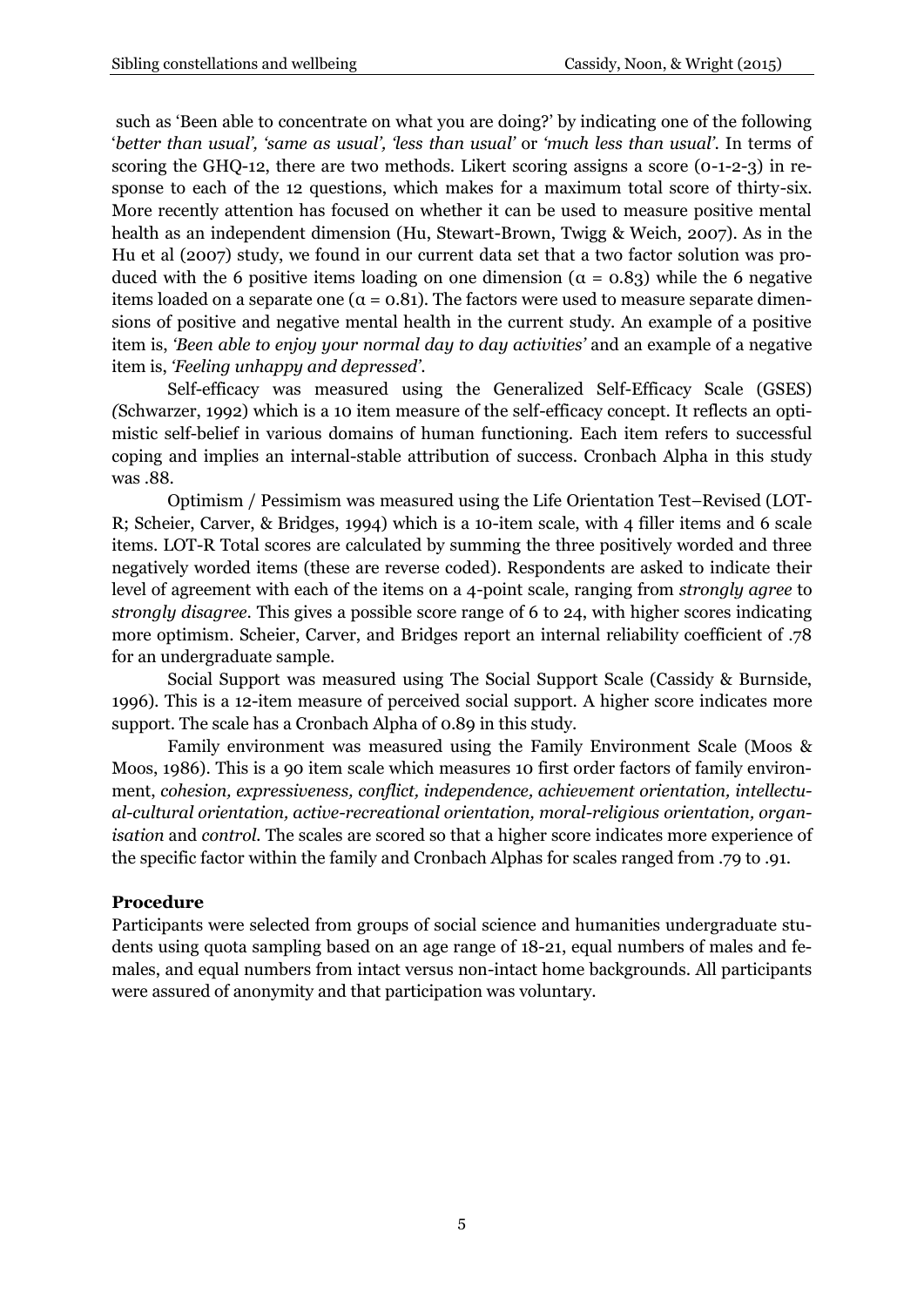such as 'Been able to concentrate on what you are doing?' by indicating one of the following '*better than usual', 'same as usual', 'less than usual'* or *'much less than usual'.* In terms of scoring the GHQ-12, there are two methods. Likert scoring assigns a score (0-1-2-3) in response to each of the 12 questions, which makes for a maximum total score of thirty-six. More recently attention has focused on whether it can be used to measure positive mental health as an independent dimension (Hu, Stewart-Brown, Twigg & Weich, 2007). As in the Hu et al (2007) study, we found in our current data set that a two factor solution was produced with the 6 positive items loading on one dimension ($\alpha$ = 0.83) while the 6 negative items loaded on a separate one ($\alpha$ = 0.81). The factors were used to measure separate dimensions of positive and negative mental health in the current study. An example of a positive item is, *'Been able to enjoy your normal day to day activities'* and an example of a negative item is, *'Feeling unhappy and depressed'*.

Self-efficacy was measured using the Generalized Self-Efficacy Scale (GSES) (Schwarzer, 1992) which is a 10 item measure of the self-efficacy concept. It reflects an optimistic self-belief in various domains of human functioning. Each item refers to successful coping and implies an internal-stable attribution of success. Cronbach Alpha in this study was .88.

Optimism / Pessimism was measured using the Life Orientation Test–Revised (LOT-R; Scheier, Carver, & Bridges, 1994) which is a 10-item scale, with 4 filler items and 6 scale items. LOT-R Total scores are calculated by summing the three positively worded and three negatively worded items (these are reverse coded). Respondents are asked to indicate their level of agreement with each of the items on a 4-point scale, ranging from *strongly agree* to *strongly disagree*. This gives a possible score range of 6 to 24, with higher scores indicating more optimism. Scheier, Carver, and Bridges report an internal reliability coefficient of .78 for an undergraduate sample.

Social Support was measured using The Social Support Scale (Cassidy & Burnside, 1996). This is a 12-item measure of perceived social support. A higher score indicates more support. The scale has a Cronbach Alpha of 0.89 in this study.

Family environment was measured using the Family Environment Scale (Moos & Moos, 1986). This is a 90 item scale which measures 10 first order factors of family environment, *cohesion, expressiveness, conflict, independence, achievement orientation, intellectual-cultural orientation, active-recreational orientation, moral-religious orientation, organisation* and *control*. The scales are scored so that a higher score indicates more experience of the specific factor within the family and Cronbach Alphas for scales ranged from .79 to .91.

**Procedure**

Participants were selected from groups of social science and humanities undergraduate students using quota sampling based on an age range of 18-21, equal numbers of males and females, and equal numbers from intact versus non-intact home backgrounds. All participants were assured of anonymity and that participation was voluntary.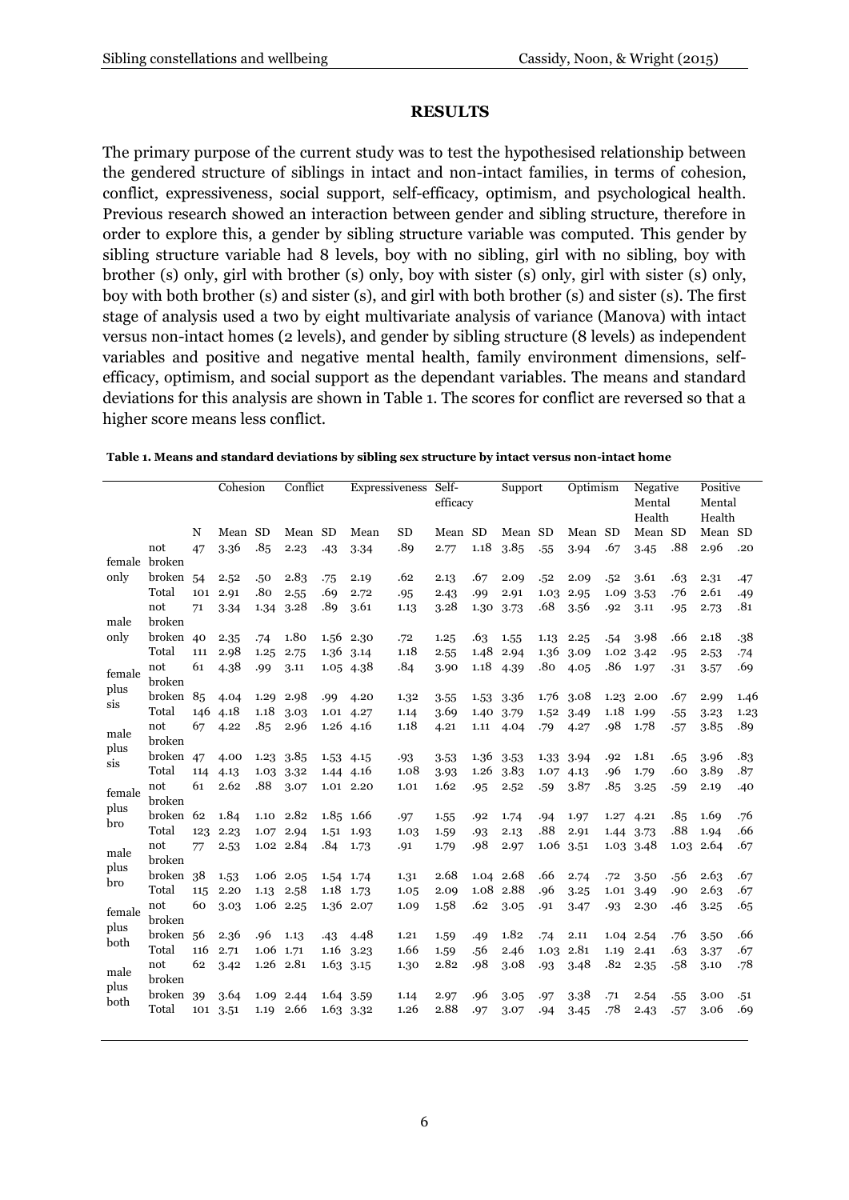## RESULTS

The primary purpose of the current study was to test the hypothesised relationship between the gendered structure of siblings in intact and non-intact families, in terms of cohesion, conflict, expressiveness, social support, self-efficacy, optimism, and psychological health. Previous research showed an interaction between gender and sibling structure, therefore in order to explore this, a gender by sibling structure variable was computed. This gender by sibling structure variable had 8 levels, boy with no sibling, girl with no sibling, boy with brother (s) only, girl with brother (s) only, boy with sister (s) only, girl with sister (s) only, boy with both brother (s) and sister (s), and girl with both brother (s) and sister (s). The first stage of analysis used a two by eight multivariate analysis of variance (Manova) with intact versus non-intact homes (2 levels), and gender by sibling structure (8 levels) as independent variables and positive and negative mental health, family environment dimensions, self-efficacy, optimism, and social support as the dependant variables. The means and standard deviations for this analysis are shown in Table 1. The scores for conflict are reversed so that a higher score means less conflict.

**Table 1. Means and standard deviations by sibling sex structure by intact versus non-intact home**

| | | | Cohesion | | Conflict | | Expressiveness | | Self-efficacy | | Support | | Optimism | | Negative Mental Health | | Positive Mental Health | |
|---|---|---|---|---|---|---|---|---|---|---|---|---|---|---|---|---|---|---|
| | | N | Mean | SD | Mean | SD | Mean | SD | Mean | SD | Mean | SD | Mean | SD | Mean | SD | Mean | SD |
| female only | not broken | 47 | 3.36 | .85 | 2.23 | .43 | 3.34 | .89 | 2.77 | 1.18 | 3.85 | .55 | 3.94 | .67 | 3.45 | .88 | 2.96 | .20 |
| | broken | 54 | 2.52 | .50 | 2.83 | .75 | 2.19 | .62 | 2.13 | .67 | 2.09 | .52 | 2.09 | .52 | 3.61 | .63 | 2.31 | .47 |
| | Total | 101 | 2.91 | .80 | 2.55 | .69 | 2.72 | .95 | 2.43 | .99 | 2.91 | 1.03 | 2.95 | 1.09 | 3.53 | .76 | 2.61 | .49 |
| male only | not broken | 71 | 3.34 | 1.34 | 3.28 | .89 | 3.61 | 1.13 | 3.28 | 1.30 | 3.73 | .68 | 3.56 | .92 | 3.11 | .95 | 2.73 | .81 |
| | broken | 40 | 2.35 | .74 | 1.80 | 1.56 | 2.30 | .72 | 1.25 | .63 | 1.55 | 1.13 | 2.25 | .54 | 3.98 | .66 | 2.18 | .38 |
| | Total | 111 | 2.98 | 1.25 | 2.75 | 1.36 | 3.14 | 1.18 | 2.55 | 1.48 | 2.94 | 1.36 | 3.09 | 1.02 | 3.42 | .95 | 2.53 | .74 |
| female plus sis | not broken | 61 | 4.38 | .99 | 3.11 | 1.05 | 4.38 | .84 | 3.90 | 1.18 | 4.39 | .80 | 4.05 | .86 | 1.97 | .31 | 3.57 | .69 |
| | broken | 85 | 4.04 | 1.29 | 2.98 | .99 | 4.20 | 1.32 | 3.55 | 1.53 | 3.36 | 1.76 | 3.08 | 1.23 | 2.00 | .67 | 2.99 | 1.46 |
| | Total | 146 | 4.18 | 1.18 | 3.03 | 1.01 | 4.27 | 1.14 | 3.69 | 1.40 | 3.79 | 1.52 | 3.49 | 1.18 | 1.99 | .55 | 3.23 | 1.23 |
| male plus sis | not broken | 67 | 4.22 | .85 | 2.96 | 1.26 | 4.16 | 1.18 | 4.21 | 1.11 | 4.04 | .79 | 4.27 | .98 | 1.78 | .57 | 3.85 | .89 |
| | broken | 47 | 4.00 | 1.23 | 3.85 | 1.53 | 4.15 | .93 | 3.53 | 1.36 | 3.53 | 1.33 | 3.94 | .92 | 1.81 | .65 | 3.96 | .83 |
| | Total | 114 | 4.13 | 1.03 | 3.32 | 1.44 | 4.16 | 1.08 | 3.93 | 1.26 | 3.83 | 1.07 | 4.13 | .96 | 1.79 | .60 | 3.89 | .87 |
| female plus bro | not broken | 61 | 2.62 | .88 | 3.07 | 1.01 | 2.20 | 1.01 | 1.62 | .95 | 2.52 | .59 | 3.87 | .85 | 3.25 | .59 | 2.19 | .40 |
| | broken | 62 | 1.84 | 1.10 | 2.82 | 1.85 | 1.66 | .97 | 1.55 | .92 | 1.74 | .94 | 1.97 | 1.27 | 4.21 | .85 | 1.69 | .76 |
| | Total | 123 | 2.23 | 1.07 | 2.94 | 1.51 | 1.93 | 1.03 | 1.59 | .93 | 2.13 | .88 | 2.91 | 1.44 | 3.73 | .88 | 1.94 | .66 |
| male plus bro | not broken | 77 | 2.53 | 1.02 | 2.84 | .84 | 1.73 | .91 | 1.79 | .98 | 2.97 | 1.06 | 3.51 | 1.03 | 3.48 | 1.03 | 2.64 | .67 |
| | broken | 38 | 1.53 | 1.06 | 2.05 | 1.54 | 1.74 | 1.31 | 2.68 | 1.04 | 2.68 | .66 | 2.74 | .72 | 3.50 | .56 | 2.63 | .67 |
| | Total | 115 | 2.20 | 1.13 | 2.58 | 1.18 | 1.73 | 1.05 | 2.09 | 1.08 | 2.88 | .96 | 3.25 | 1.01 | 3.49 | .90 | 2.63 | .67 |
| female plus both | not broken | 60 | 3.03 | 1.06 | 2.25 | 1.36 | 2.07 | 1.09 | 1.58 | .62 | 3.05 | .91 | 3.47 | .93 | 2.30 | .46 | 3.25 | .65 |
| | broken | 56 | 2.36 | .96 | 1.13 | .43 | 4.48 | 1.21 | 1.59 | .49 | 1.82 | .74 | 2.11 | 1.04 | 2.54 | .76 | 3.50 | .66 |
| | Total | 116 | 2.71 | 1.06 | 1.71 | 1.16 | 3.23 | 1.66 | 1.59 | .56 | 2.46 | 1.03 | 2.81 | 1.19 | 2.41 | .63 | 3.37 | .67 |
| male plus both | not broken | 62 | 3.42 | 1.26 | 2.81 | 1.63 | 3.15 | 1.30 | 2.82 | .98 | 3.08 | .93 | 3.48 | .82 | 2.35 | .58 | 3.10 | .78 |
| | broken | 39 | 3.64 | 1.09 | 2.44 | 1.64 | 3.59 | 1.14 | 2.97 | .96 | 3.05 | .97 | 3.38 | .71 | 2.54 | .55 | 3.00 | .51 |
| | Total | 101 | 3.51 | 1.19 | 2.66 | 1.63 | 3.32 | 1.26 | 2.88 | .97 | 3.07 | .94 | 3.45 | .78 | 2.43 | .57 | 3.06 | .69 |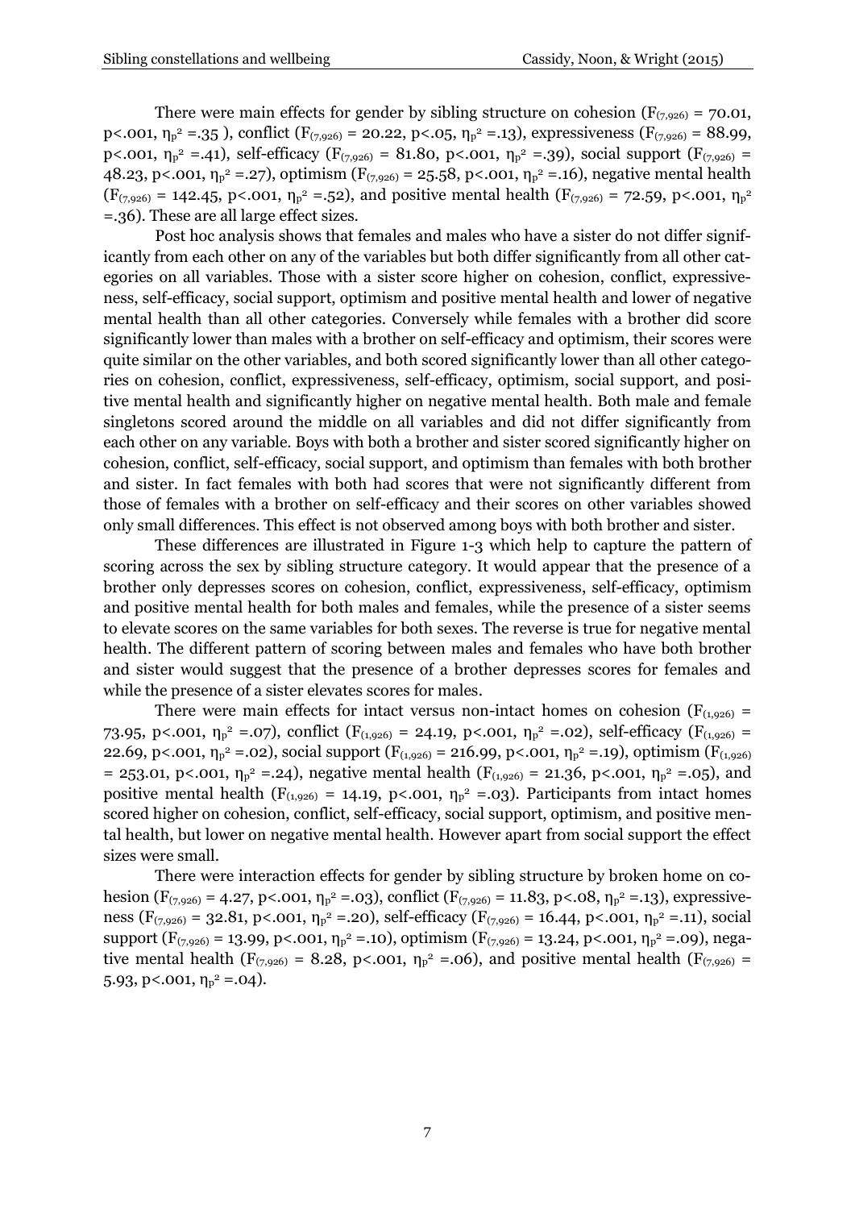There were main effects for gender by sibling structure on cohesion ($F_{(7,926)}$ = 70.01, p<.001, $\eta_p^2$ =.35 ), conflict ($F_{(7,926)}$ = 20.22, p<.05, $\eta_p^2$ =.13), expressiveness ($F_{(7,926)}$ = 88.99, p<.001, $\eta_p^2$ =.41), self-efficacy ($F_{(7,926)}$ = 81.80, p<.001, $\eta_p^2$ =.39), social support ($F_{(7,926)}$ = 48.23, p<.001, $\eta_p^2$ =.27), optimism ($F_{(7,926)}$ = 25.58, p<.001, $\eta_p^2$ =.16), negative mental health ($F_{(7,926)}$ = 142.45, p<.001, $\eta_p^2$ =.52), and positive mental health ($F_{(7,926)}$ = 72.59, p<.001, $\eta_p^2$ =.36). These are all large effect sizes.

Post hoc analysis shows that females and males who have a sister do not differ significantly from each other on any of the variables but both differ significantly from all other categories on all variables. Those with a sister score higher on cohesion, conflict, expressiveness, self-efficacy, social support, optimism and positive mental health and lower of negative mental health than all other categories. Conversely while females with a brother did score significantly lower than males with a brother on self-efficacy and optimism, their scores were quite similar on the other variables, and both scored significantly lower than all other categories on cohesion, conflict, expressiveness, self-efficacy, optimism, social support, and positive mental health and significantly higher on negative mental health. Both male and female singletons scored around the middle on all variables and did not differ significantly from each other on any variable. Boys with both a brother and sister scored significantly higher on cohesion, conflict, self-efficacy, social support, and optimism than females with both brother and sister. In fact females with both had scores that were not significantly different from those of females with a brother on self-efficacy and their scores on other variables showed only small differences. This effect is not observed among boys with both brother and sister.

These differences are illustrated in Figure 1-3 which help to capture the pattern of scoring across the sex by sibling structure category. It would appear that the presence of a brother only depresses scores on cohesion, conflict, expressiveness, self-efficacy, optimism and positive mental health for both males and females, while the presence of a sister seems to elevate scores on the same variables for both sexes. The reverse is true for negative mental health. The different pattern of scoring between males and females who have both brother and sister would suggest that the presence of a brother depresses scores for females and while the presence of a sister elevates scores for males.

There were main effects for intact versus non-intact homes on cohesion ($F_{(1,926)}$ = 73.95, p<.001, $\eta_p^2$ =.07), conflict ($F_{(1,926)}$ = 24.19, p<.001, $\eta_p^2$ =.02), self-efficacy ($F_{(1,926)}$ = 22.69, p<.001, $\eta_p^2$ =.02), social support ($F_{(1,926)}$ = 216.99, p<.001, $\eta_p^2$ =.19), optimism ($F_{(1,926)}$ = 253.01, p<.001, $\eta_p^2$ =.24), negative mental health ($F_{(1,926)}$ = 21.36, p<.001, $\eta_p^2$ =.05), and positive mental health ($F_{(1,926)}$ = 14.19, p<.001, $\eta_p^2$ =.03). Participants from intact homes scored higher on cohesion, conflict, self-efficacy, social support, optimism, and positive mental health, but lower on negative mental health. However apart from social support the effect sizes were small.

There were interaction effects for gender by sibling structure by broken home on cohesion ($F_{(7,926)}$ = 4.27, p<.001, $\eta_p^2$ =.03), conflict ($F_{(7,926)}$ = 11.83, p<.08, $\eta_p^2$ =.13), expressiveness ($F_{(7,926)}$ = 32.81, p<.001, $\eta_p^2$ =.20), self-efficacy ($F_{(7,926)}$ = 16.44, p<.001, $\eta_p^2$ =.11), social support ($F_{(7,926)}$ = 13.99, p<.001, $\eta_p^2$ =.10), optimism ($F_{(7,926)}$ = 13.24, p<.001, $\eta_p^2$ =.09), negative mental health ($F_{(7,926)}$ = 8.28, p<.001, $\eta_p^2$ =.06), and positive mental health ($F_{(7,926)}$ = 5.93, p<.001, $\eta_p^2$ =.04).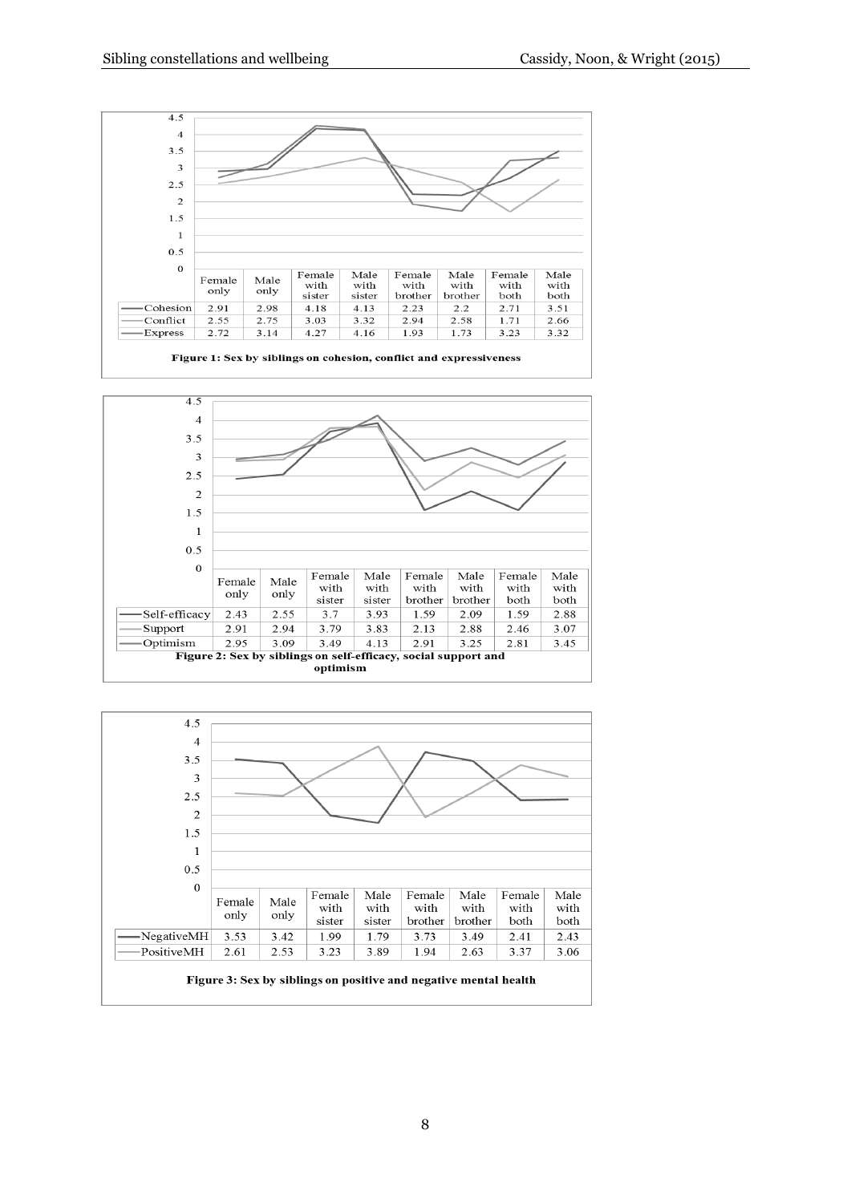| | Female only | Male only | Female with sister | Male with sister | Female with brother | Male with brother | Female with both | Male with both |
|---|---|---|---|---|---|---|---|---|
| Cohesion | 2.91 | 2.98 | 4.18 | 4.13 | 2.23 | 2.2 | 2.71 | 3.51 |
| Conflict | 2.55 | 2.75 | 3.03 | 3.32 | 2.94 | 2.58 | 1.71 | 2.66 |
| Express | 2.72 | 3.14 | 4.27 | 4.16 | 1.93 | 1.73 | 3.23 | 3.32 |

**Figure 1: Sex by siblings on cohesion, conflict and expressiveness**

| | Female only | Male only | Female with sister | Male with sister | Female with brother | Male with brother | Female with both | Male with both |
|---|---|---|---|---|---|---|---|---|
| Self-efficacy | 2.43 | 2.55 | 3.7 | 3.93 | 1.59 | 2.09 | 1.59 | 2.88 |
| Support | 2.91 | 2.94 | 3.79 | 3.83 | 2.13 | 2.88 | 2.46 | 3.07 |
| Optimism | 2.95 | 3.09 | 3.49 | 4.13 | 2.91 | 3.25 | 2.81 | 3.45 |

**Figure 2: Sex by siblings on self-efficacy, social support and optimism**

| | Female only | Male only | Female with sister | Male with sister | Female with brother | Male with brother | Female with both | Male with both |
|---|---|---|---|---|---|---|---|---|
| NegativeMH | 3.53 | 3.42 | 1.99 | 1.79 | 3.73 | 3.49 | 2.41 | 2.43 |
| PositiveMH | 2.61 | 2.53 | 3.23 | 3.89 | 1.94 | 2.63 | 3.37 | 3.06 |

**Figure 3: Sex by siblings on positive and negative mental health**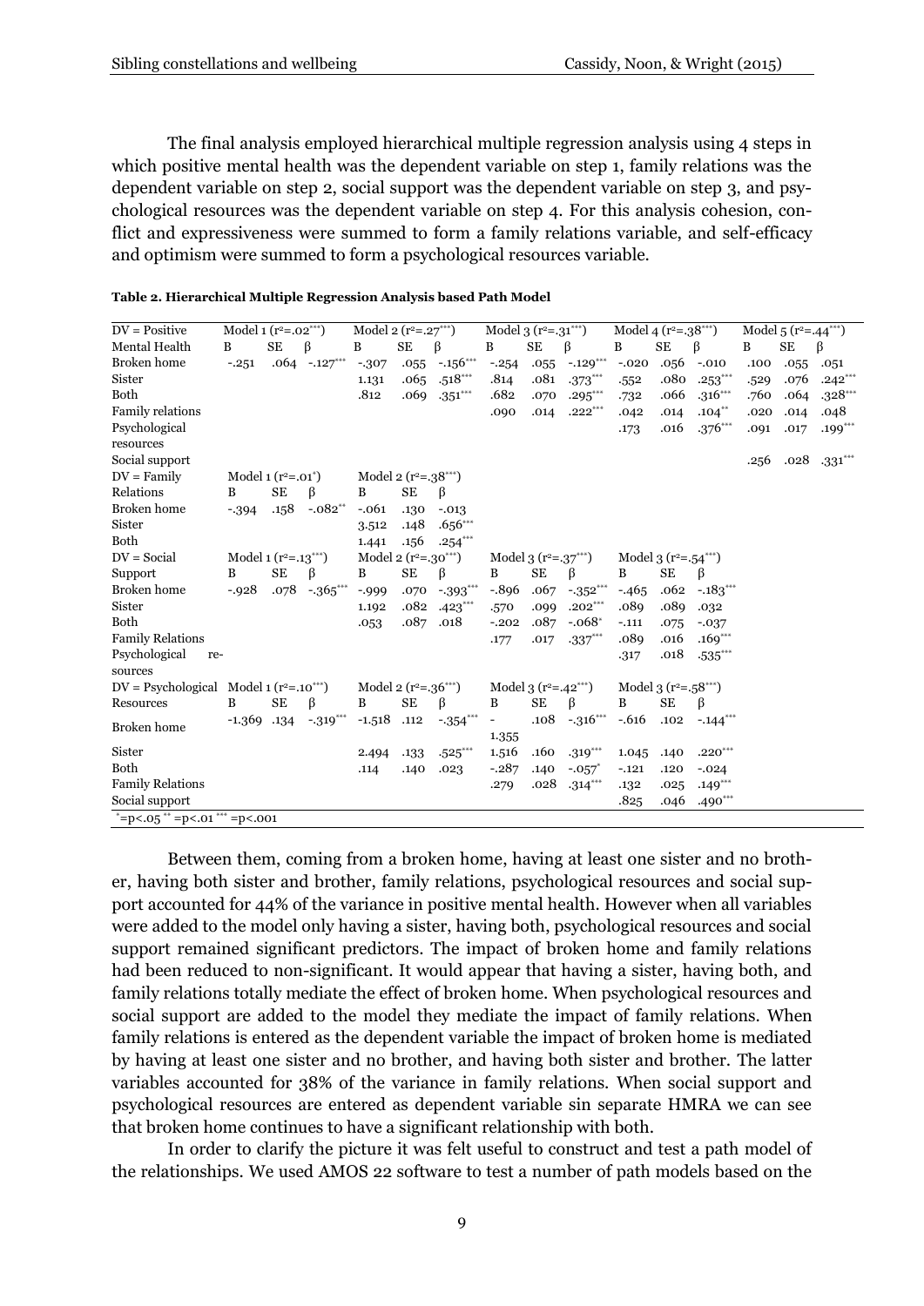The final analysis employed hierarchical multiple regression analysis using 4 steps in which positive mental health was the dependent variable on step 1, family relations was the dependent variable on step 2, social support was the dependent variable on step 3, and psychological resources was the dependent variable on step 4. For this analysis cohesion, conflict and expressiveness were summed to form a family relations variable, and self-efficacy and optimism were summed to form a psychological resources variable.

**Table 2. Hierarchical Multiple Regression Analysis based Path Model**

| DV = Positive Mental Health | Model 1 ($r^2$=.02***) | | | Model 2 ($r^2$=.27***) | | | Model 3 ($r^2$=.31***) | | | Model 4 ($r^2$=.38***) | | | Model 5 ($r^2$=.44***) | | |
|---|---|---|---|---|---|---|---|---|---|---|---|---|---|---|---|
| | B | SE | β | B | SE | β | B | SE | β | B | SE | β | B | SE | β |
| Broken home | -.251 | .064 | -.127*** | -.307 | .055 | -.156*** | -.254 | .055 | -.129*** | -.020 | .056 | -.010 | .100 | .055 | .051 |
| Sister | | | | 1.131 | .065 | .518*** | .814 | .081 | .373*** | .552 | .080 | .253*** | .529 | .076 | .242*** |
| Both | | | | .812 | .069 | .351*** | .682 | .070 | .295*** | .732 | .066 | .316*** | .760 | .064 | .328*** |
| Family relations | | | | | | | .090 | .014 | .222*** | .042 | .014 | .104** | .020 | .014 | .048 |
| Psychological resources | | | | | | | | | | .173 | .016 | .376*** | .091 | .017 | .199*** |
| Social support | | | | | | | | | | | | | .256 | .028 | .331*** |
| DV = Family Relations | Model 1 ($r^2$=.01*) | | | Model 2 ($r^2$=.38***) | | | | | | | | | | | |
| | B | SE | β | B | SE | β | | | | | | | | | |
| Broken home | -.394 | .158 | -.082** | -.061 | .130 | -.013 | | | | | | | | | |
| Sister | | | | 3.512 | .148 | .656*** | | | | | | | | | |
| Both | | | | 1.441 | .156 | .254*** | | | | | | | | | |
| DV = Social Support | Model 1 ($r^2$=.13***) | | | Model 2 ($r^2$=.30***) | | | Model 3 ($r^2$=.37***) | | | Model 3 ($r^2$=.54***) | | | | | |
| | B | SE | β | B | SE | β | B | SE | β | B | SE | β | | | |
| Broken home | -.928 | .078 | -.365*** | -.999 | .070 | -.393*** | -.896 | .067 | -.352*** | -.465 | .062 | -.183*** | | | |
| Sister | | | | 1.192 | .082 | .423*** | .570 | .099 | .202*** | .089 | .089 | .032 | | | |
| Both | | | | .053 | .087 | .018 | -.202 | .087 | -.068* | -.111 | .075 | -.037 | | | |
| Family Relations | | | | | | | .177 | .017 | .337*** | .089 | .016 | .169*** | | | |
| Psychological resources | | | | | | | | | | .317 | .018 | .535*** | | | |
| DV = Psychological Resources | Model 1 ($r^2$=.10***) | | | Model 2 ($r^2$=.36***) | | | Model 3 ($r^2$=.42***) | | | Model 3 ($r^2$=.58***) | | | | | |
| | B | SE | β | B | SE | β | B | SE | β | B | SE | β | | | |
| Broken home | -1.369 | .134 | -.319*** | -1.518 | .112 | -.354*** | -1.355 | .108 | -.316*** | -.616 | .102 | -.144*** | | | |
| Sister | | | | 2.494 | .133 | .525*** | 1.516 | .160 | .319*** | 1.045 | .140 | .220*** | | | |
| Both | | | | .114 | .140 | .023 | -.287 | .140 | -.057* | -.121 | .120 | -.024 | | | |
| Family Relations | | | | | | | .279 | .028 | .314*** | .132 | .025 | .149*** | | | |
| Social support | | | | | | | | | | .825 | .046 | .490*** | | | |

*=p<.05 ** =p<.01 *** =p<.001

Between them, coming from a broken home, having at least one sister and no brother, having both sister and brother, family relations, psychological resources and social support accounted for 44% of the variance in positive mental health. However when all variables were added to the model only having a sister, having both, psychological resources and social support remained significant predictors. The impact of broken home and family relations had been reduced to non-significant. It would appear that having a sister, having both, and family relations totally mediate the effect of broken home. When psychological resources and social support are added to the model they mediate the impact of family relations. When family relations is entered as the dependent variable the impact of broken home is mediated by having at least one sister and no brother, and having both sister and brother. The latter variables accounted for 38% of the variance in family relations. When social support and psychological resources are entered as dependent variable sin separate HMRA we can see that broken home continues to have a significant relationship with both.

In order to clarify the picture it was felt useful to construct and test a path model of the relationships. We used AMOS 22 software to test a number of path models based on the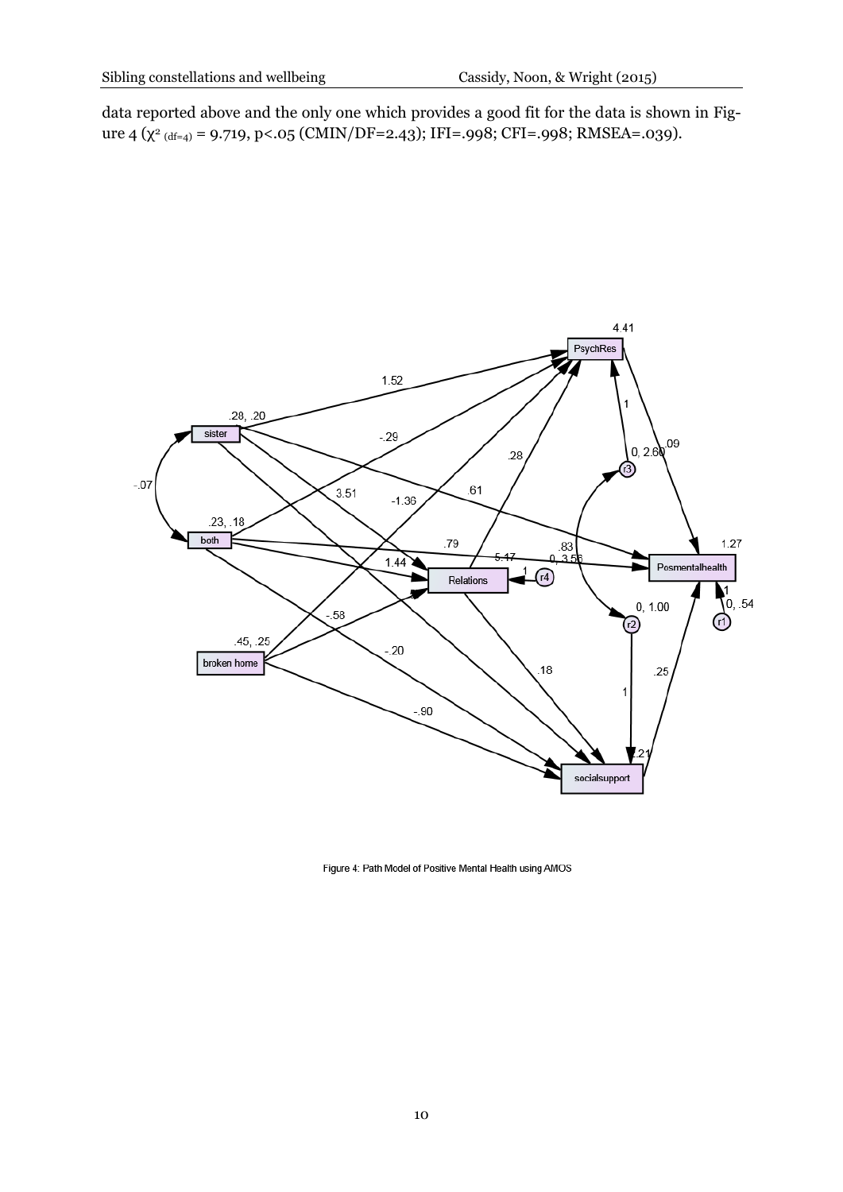data reported above and the only one which provides a good fit for the data is shown in Figure 4 ($\chi^2_{(df=4)} = 9.719$, $p<.05$ (CMIN/DF=2.43); IFI=.998; CFI=.998; RMSEA=.039).

Figure 4: Path Model of Positive Mental Health using AMOS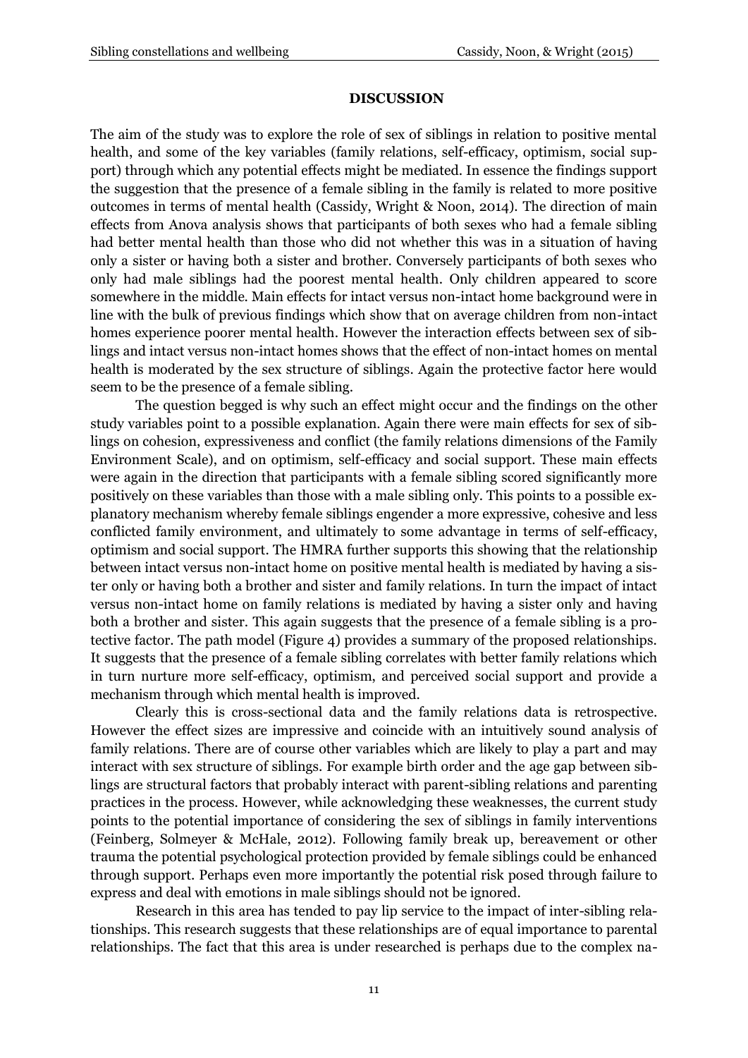## DISCUSSION

The aim of the study was to explore the role of sex of siblings in relation to positive mental health, and some of the key variables (family relations, self-efficacy, optimism, social support) through which any potential effects might be mediated. In essence the findings support the suggestion that the presence of a female sibling in the family is related to more positive outcomes in terms of mental health (Cassidy, Wright & Noon, 2014). The direction of main effects from Anova analysis shows that participants of both sexes who had a female sibling had better mental health than those who did not whether this was in a situation of having only a sister or having both a sister and brother. Conversely participants of both sexes who only had male siblings had the poorest mental health. Only children appeared to score somewhere in the middle. Main effects for intact versus non-intact home background were in line with the bulk of previous findings which show that on average children from non-intact homes experience poorer mental health. However the interaction effects between sex of siblings and intact versus non-intact homes shows that the effect of non-intact homes on mental health is moderated by the sex structure of siblings. Again the protective factor here would seem to be the presence of a female sibling.

The question begged is why such an effect might occur and the findings on the other study variables point to a possible explanation. Again there were main effects for sex of siblings on cohesion, expressiveness and conflict (the family relations dimensions of the Family Environment Scale), and on optimism, self-efficacy and social support. These main effects were again in the direction that participants with a female sibling scored significantly more positively on these variables than those with a male sibling only. This points to a possible explanatory mechanism whereby female siblings engender a more expressive, cohesive and less conflicted family environment, and ultimately to some advantage in terms of self-efficacy, optimism and social support. The HMRA further supports this showing that the relationship between intact versus non-intact home on positive mental health is mediated by having a sister only or having both a brother and sister and family relations. In turn the impact of intact versus non-intact home on family relations is mediated by having a sister only and having both a brother and sister. This again suggests that the presence of a female sibling is a protective factor. The path model (Figure 4) provides a summary of the proposed relationships. It suggests that the presence of a female sibling correlates with better family relations which in turn nurture more self-efficacy, optimism, and perceived social support and provide a mechanism through which mental health is improved.

Clearly this is cross-sectional data and the family relations data is retrospective. However the effect sizes are impressive and coincide with an intuitively sound analysis of family relations. There are of course other variables which are likely to play a part and may interact with sex structure of siblings. For example birth order and the age gap between siblings are structural factors that probably interact with parent-sibling relations and parenting practices in the process. However, while acknowledging these weaknesses, the current study points to the potential importance of considering the sex of siblings in family interventions (Feinberg, Solmeyer & McHale, 2012). Following family break up, bereavement or other trauma the potential psychological protection provided by female siblings could be enhanced through support. Perhaps even more importantly the potential risk posed through failure to express and deal with emotions in male siblings should not be ignored.

Research in this area has tended to pay lip service to the impact of inter-sibling relationships. This research suggests that these relationships are of equal importance to parental relationships. The fact that this area is under researched is perhaps due to the complex na-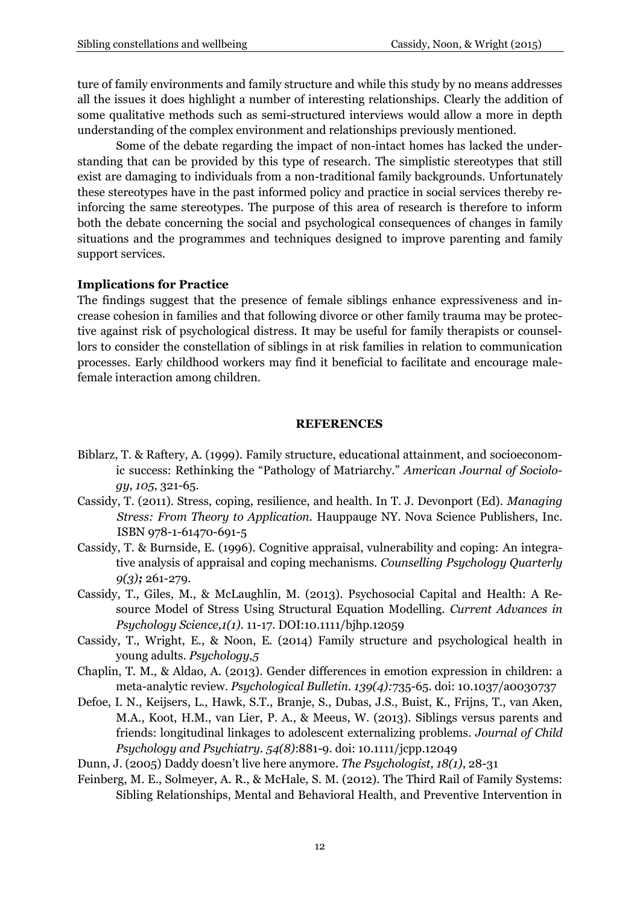ture of family environments and family structure and while this study by no means addresses all the issues it does highlight a number of interesting relationships. Clearly the addition of some qualitative methods such as semi-structured interviews would allow a more in depth understanding of the complex environment and relationships previously mentioned.

Some of the debate regarding the impact of non-intact homes has lacked the understanding that can be provided by this type of research. The simplistic stereotypes that still exist are damaging to individuals from a non-traditional family backgrounds. Unfortunately these stereotypes have in the past informed policy and practice in social services thereby reinforcing the same stereotypes. The purpose of this area of research is therefore to inform both the debate concerning the social and psychological consequences of changes in family situations and the programmes and techniques designed to improve parenting and family support services.

### Implications for Practice

The findings suggest that the presence of female siblings enhance expressiveness and increase cohesion in families and that following divorce or other family trauma may be protective against risk of psychological distress. It may be useful for family therapists or counsellors to consider the constellation of siblings in at risk families in relation to communication processes. Early childhood workers may find it beneficial to facilitate and encourage male-female interaction among children.

## REFERENCES

Biblarz, T. & Raftery, A. (1999). Family structure, educational attainment, and socioeconomic success: Rethinking the "Pathology of Matriarchy." *American Journal of Sociology*, *105*, 321-65.

Cassidy, T. (2011). Stress, coping, resilience, and health. In T. J. Devonport (Ed). *Managing Stress: From Theory to Application*. Hauppauge NY. Nova Science Publishers, Inc. ISBN 978-1-61470-691-5

Cassidy, T. & Burnside, E. (1996). Cognitive appraisal, vulnerability and coping: An integrative analysis of appraisal and coping mechanisms. *Counselling Psychology Quarterly 9(3)***;** 261-279.

Cassidy, T., Giles, M., & McLaughlin, M. (2013). Psychosocial Capital and Health: A Resource Model of Stress Using Structural Equation Modelling. *Current Advances in Psychology Science,1(1)*. 11-17. DOI:10.1111/bjhp.12059

Cassidy, T., Wright, E., & Noon, E. (2014) Family structure and psychological health in young adults. *Psychology,5*

Chaplin, T. M., & Aldao, A. (2013). Gender differences in emotion expression in children: a meta-analytic review. *Psychological Bulletin. 139(4):*735-65. doi: 10.1037/a0030737

Defoe, I. N., Keijsers, L., Hawk, S.T., Branje, S., Dubas, J.S., Buist, K., Frijns, T., van Aken, M.A., Koot, H.M., van Lier, P. A., & Meeus, W. (2013). Siblings versus parents and friends: longitudinal linkages to adolescent externalizing problems. *Journal of Child Psychology and Psychiatry. 54(8)*:881-9. doi: 10.1111/jcpp.12049

Dunn, J. (2005) Daddy doesn't live here anymore. *The Psychologist, 18(1),* 28-31

Feinberg, M. E., Solmeyer, A. R., & McHale, S. M. (2012). The Third Rail of Family Systems: Sibling Relationships, Mental and Behavioral Health, and Preventive Intervention in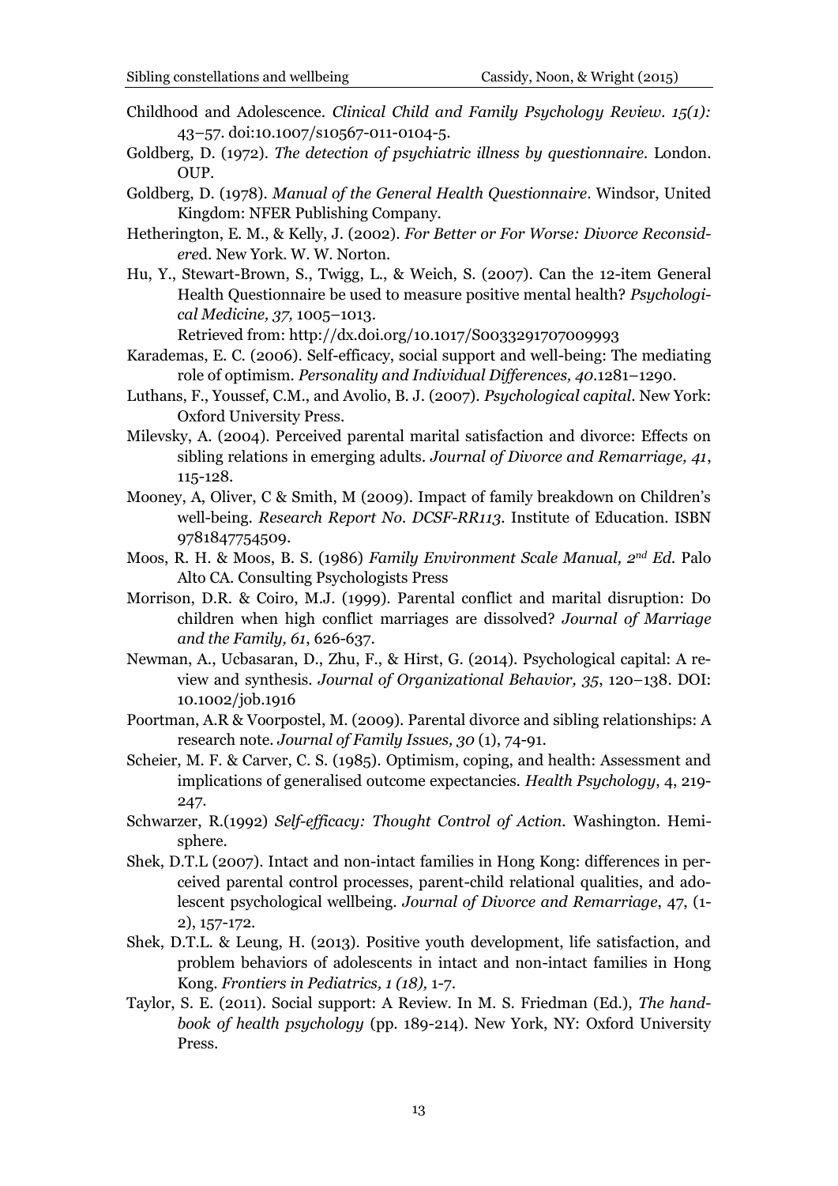Childhood and Adolescence. *Clinical Child and Family Psychology Review. 15(1):* 43–57. doi:10.1007/s10567-011-0104-5.

Goldberg, D. (1972). *The detection of psychiatric illness by questionnaire*. London. OUP.

Goldberg, D. (1978). *Manual of the General Health Questionnaire*. Windsor, United Kingdom: NFER Publishing Company.

Hetherington, E. M., & Kelly, J. (2002). *For Better or For Worse: Divorce Reconsidered*. New York. W. W. Norton.

Hu, Y., Stewart-Brown, S., Twigg, L., & Weich, S. (2007). Can the 12-item General Health Questionnaire be used to measure positive mental health? *Psychological Medicine, 37,* 1005–1013.
Retrieved from: http://dx.doi.org/10.1017/S0033291707009993

Karademas, E. C. (2006). Self-efficacy, social support and well-being: The mediating role of optimism. *Personality and Individual Differences, 40*.1281–1290.

Luthans, F., Youssef, C.M., and Avolio, B. J. (2007). *Psychological capital*. New York: Oxford University Press.

Milevsky, A. (2004). Perceived parental marital satisfaction and divorce: Effects on sibling relations in emerging adults. *Journal of Divorce and Remarriage, 41*, 115-128.

Mooney, A, Oliver, C & Smith, M (2009). Impact of family breakdown on Children's well-being. *Research Report No. DCSF-RR113*. Institute of Education. ISBN 9781847754509.

Moos, R. H. & Moos, B. S. (1986) *Family Environment Scale Manual, 2nd Ed.* Palo Alto CA. Consulting Psychologists Press

Morrison, D.R. & Coiro, M.J. (1999). Parental conflict and marital disruption: Do children when high conflict marriages are dissolved? *Journal of Marriage and the Family, 61*, 626-637.

Newman, A., Ucbasaran, D., Zhu, F., & Hirst, G. (2014). Psychological capital: A review and synthesis. *Journal of Organizational Behavior, 35*, 120–138. DOI: 10.1002/job.1916

Poortman, A.R & Voorpostel, M. (2009). Parental divorce and sibling relationships: A research note. *Journal of Family Issues, 30* (1), 74-91.

Scheier, M. F. & Carver, C. S. (1985). Optimism, coping, and health: Assessment and implications of generalised outcome expectancies. *Health Psychology*, 4, 219-247.

Schwarzer, R.(1992) *Self-efficacy: Thought Control of Action.* Washington. Hemisphere.

Shek, D.T.L (2007). Intact and non-intact families in Hong Kong: differences in perceived parental control processes, parent-child relational qualities, and adolescent psychological wellbeing. *Journal of Divorce and Remarriage*, 47, (1-2), 157-172.

Shek, D.T.L. & Leung, H. (2013). Positive youth development, life satisfaction, and problem behaviors of adolescents in intact and non-intact families in Hong Kong. *Frontiers in Pediatrics, 1 (18),* 1-7.

Taylor, S. E. (2011). Social support: A Review. In M. S. Friedman (Ed.), *The handbook of health psychology* (pp. 189-214). New York, NY: Oxford University Press.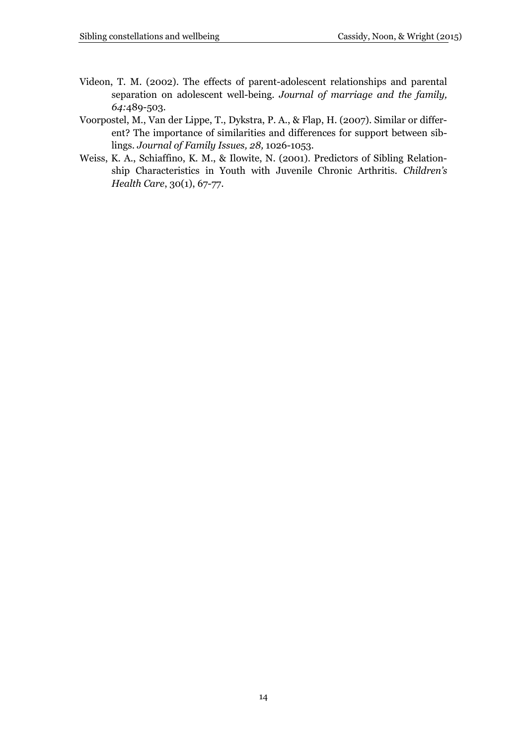Videon, T. M. (2002). The effects of parent-adolescent relationships and parental separation on adolescent well-being. *Journal of marriage and the family, 64:*489-503.

Voorpostel, M., Van der Lippe, T., Dykstra, P. A., & Flap, H. (2007). Similar or different? The importance of similarities and differences for support between siblings. *Journal of Family Issues, 28,* 1026-1053.

Weiss, K. A., Schiaffino, K. M., & Ilowite, N. (2001). Predictors of Sibling Relationship Characteristics in Youth with Juvenile Chronic Arthritis. *Children's Health Care*, 30(1), 67-77.